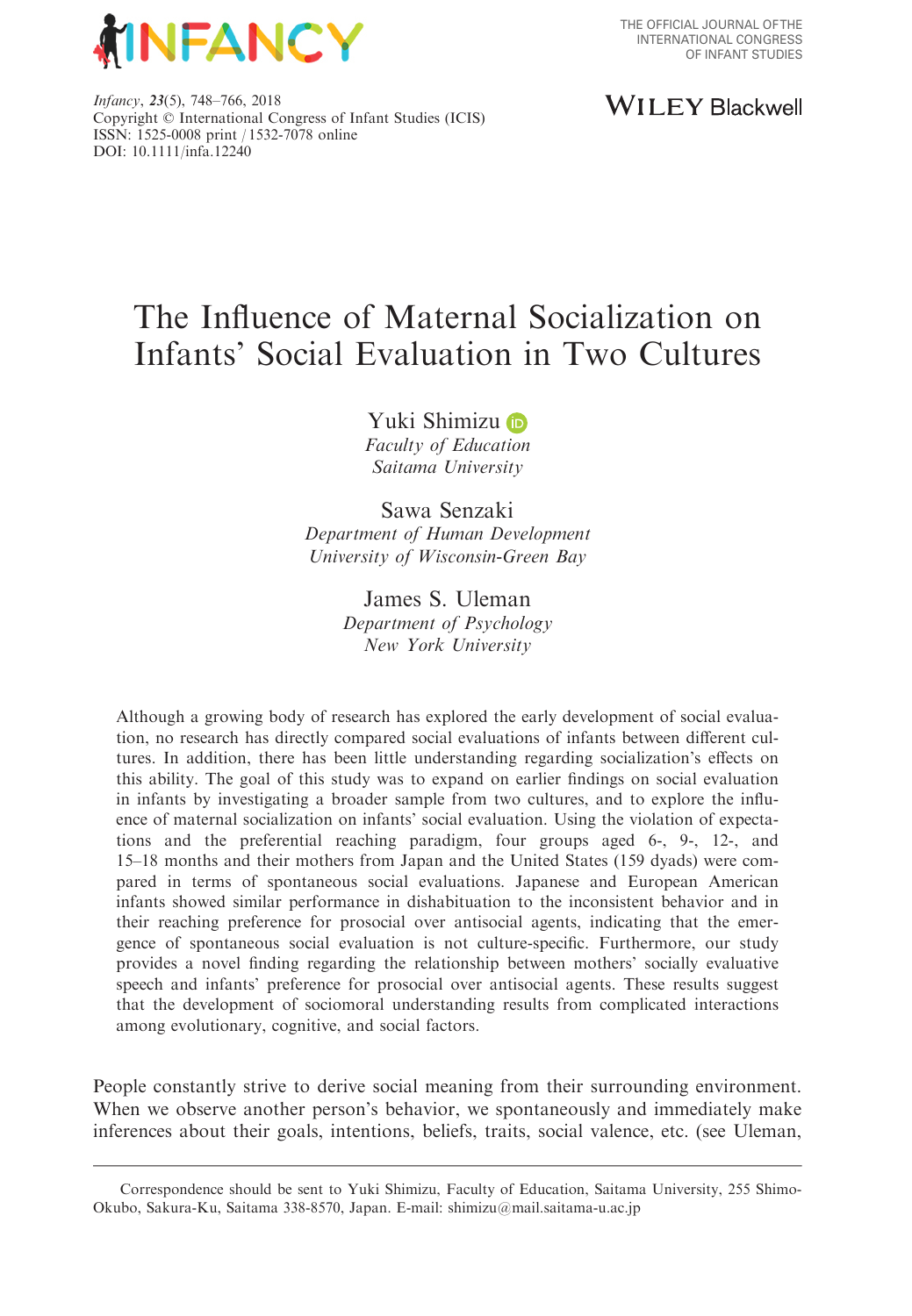Infancy, 23(5), 748–766, 2018
Copyright © International Congress of Infant Studies (ICIS)
ISSN: 1525-0008 print / 1532-7078 online
DOI: 10.1111/infa.12240

# The Influence of Maternal Socialization on Infants' Social Evaluation in Two Cultures

Yuki Shimizu
*Faculty of Education*
*Saitama University*

Sawa Senzaki
*Department of Human Development*
*University of Wisconsin-Green Bay*

James S. Uleman
*Department of Psychology*
*New York University*

Although a growing body of research has explored the early development of social evaluation, no research has directly compared social evaluations of infants between different cultures. In addition, there has been little understanding regarding socialization's effects on this ability. The goal of this study was to expand on earlier findings on social evaluation in infants by investigating a broader sample from two cultures, and to explore the influence of maternal socialization on infants' social evaluation. Using the violation of expectations and the preferential reaching paradigm, four groups aged 6-, 9-, 12-, and 15–18 months and their mothers from Japan and the United States (159 dyads) were compared in terms of spontaneous social evaluations. Japanese and European American infants showed similar performance in dishabituation to the inconsistent behavior and in their reaching preference for prosocial over antisocial agents, indicating that the emergence of spontaneous social evaluation is not culture-specific. Furthermore, our study provides a novel finding regarding the relationship between mothers' socially evaluative speech and infants' preference for prosocial over antisocial agents. These results suggest that the development of sociomoral understanding results from complicated interactions among evolutionary, cognitive, and social factors.

People constantly strive to derive social meaning from their surrounding environment. When we observe another person's behavior, we spontaneously and immediately make inferences about their goals, intentions, beliefs, traits, social valence, etc. (see Uleman,

Correspondence should be sent to Yuki Shimizu, Faculty of Education, Saitama University, 255 Shimo-Okubo, Sakura-Ku, Saitama 338-8570, Japan. E-mail: shimizu@mail.saitama-u.ac.jp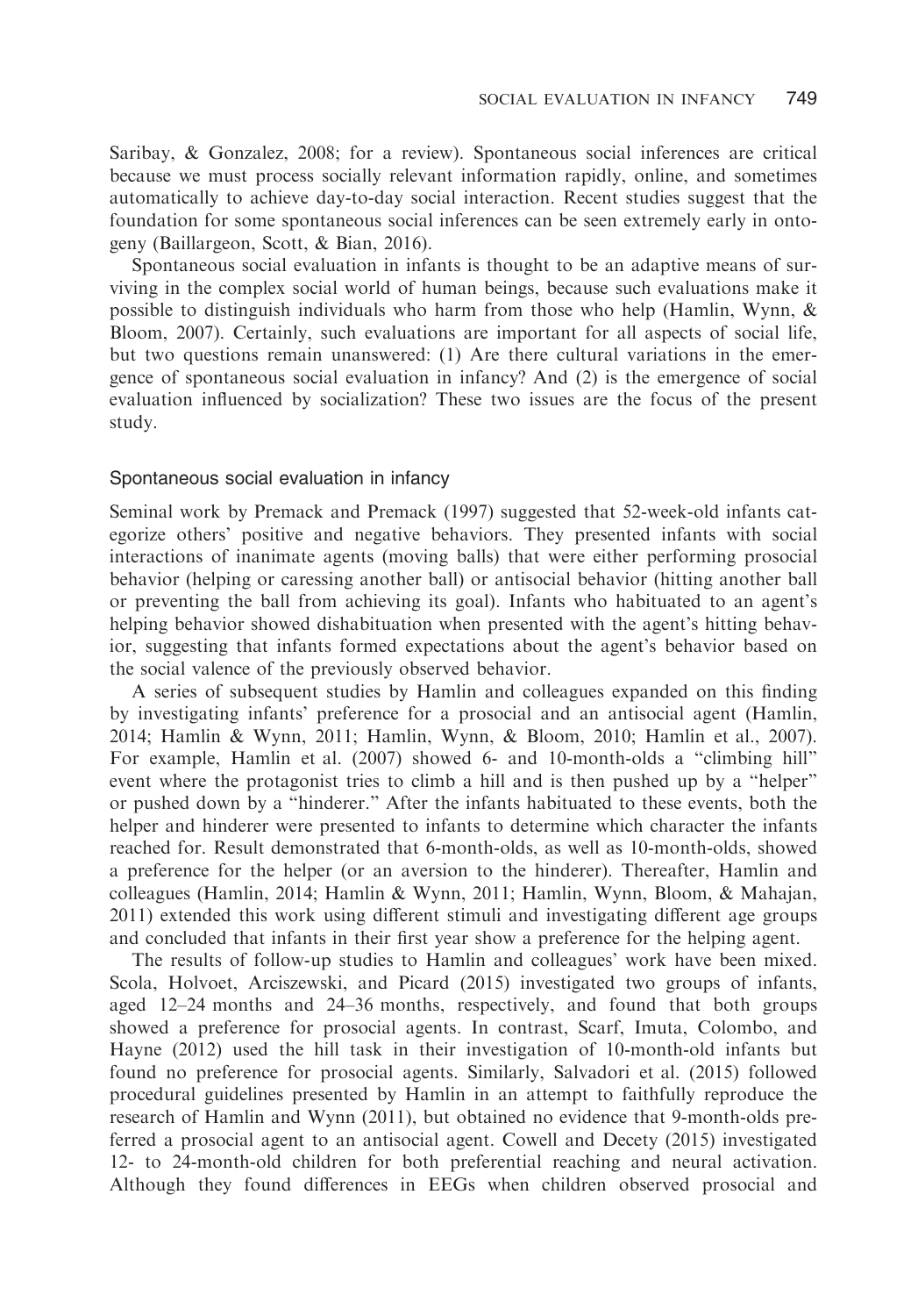Saribay, & Gonzalez, 2008; for a review). Spontaneous social inferences are critical because we must process socially relevant information rapidly, online, and sometimes automatically to achieve day-to-day social interaction. Recent studies suggest that the foundation for some spontaneous social inferences can be seen extremely early in ontogeny (Baillargeon, Scott, & Bian, 2016).

Spontaneous social evaluation in infants is thought to be an adaptive means of surviving in the complex social world of human beings, because such evaluations make it possible to distinguish individuals who harm from those who help (Hamlin, Wynn, & Bloom, 2007). Certainly, such evaluations are important for all aspects of social life, but two questions remain unanswered: (1) Are there cultural variations in the emergence of spontaneous social evaluation in infancy? And (2) is the emergence of social evaluation influenced by socialization? These two issues are the focus of the present study.

## Spontaneous social evaluation in infancy

Seminal work by Premack and Premack (1997) suggested that 52-week-old infants categorize others' positive and negative behaviors. They presented infants with social interactions of inanimate agents (moving balls) that were either performing prosocial behavior (helping or caressing another ball) or antisocial behavior (hitting another ball or preventing the ball from achieving its goal). Infants who habituated to an agent's helping behavior showed dishabituation when presented with the agent's hitting behavior, suggesting that infants formed expectations about the agent's behavior based on the social valence of the previously observed behavior.

A series of subsequent studies by Hamlin and colleagues expanded on this finding by investigating infants' preference for a prosocial and an antisocial agent (Hamlin, 2014; Hamlin & Wynn, 2011; Hamlin, Wynn, & Bloom, 2010; Hamlin et al., 2007). For example, Hamlin et al. (2007) showed 6- and 10-month-olds a "climbing hill" event where the protagonist tries to climb a hill and is then pushed up by a "helper" or pushed down by a "hinderer." After the infants habituated to these events, both the helper and hinderer were presented to infants to determine which character the infants reached for. Result demonstrated that 6-month-olds, as well as 10-month-olds, showed a preference for the helper (or an aversion to the hinderer). Thereafter, Hamlin and colleagues (Hamlin, 2014; Hamlin & Wynn, 2011; Hamlin, Wynn, Bloom, & Mahajan, 2011) extended this work using different stimuli and investigating different age groups and concluded that infants in their first year show a preference for the helping agent.

The results of follow-up studies to Hamlin and colleagues' work have been mixed. Scola, Holvoet, Arciszewski, and Picard (2015) investigated two groups of infants, aged 12–24 months and 24–36 months, respectively, and found that both groups showed a preference for prosocial agents. In contrast, Scarf, Imuta, Colombo, and Hayne (2012) used the hill task in their investigation of 10-month-old infants but found no preference for prosocial agents. Similarly, Salvadori et al. (2015) followed procedural guidelines presented by Hamlin in an attempt to faithfully reproduce the research of Hamlin and Wynn (2011), but obtained no evidence that 9-month-olds preferred a prosocial agent to an antisocial agent. Cowell and Decety (2015) investigated 12- to 24-month-old children for both preferential reaching and neural activation. Although they found differences in EEGs when children observed prosocial and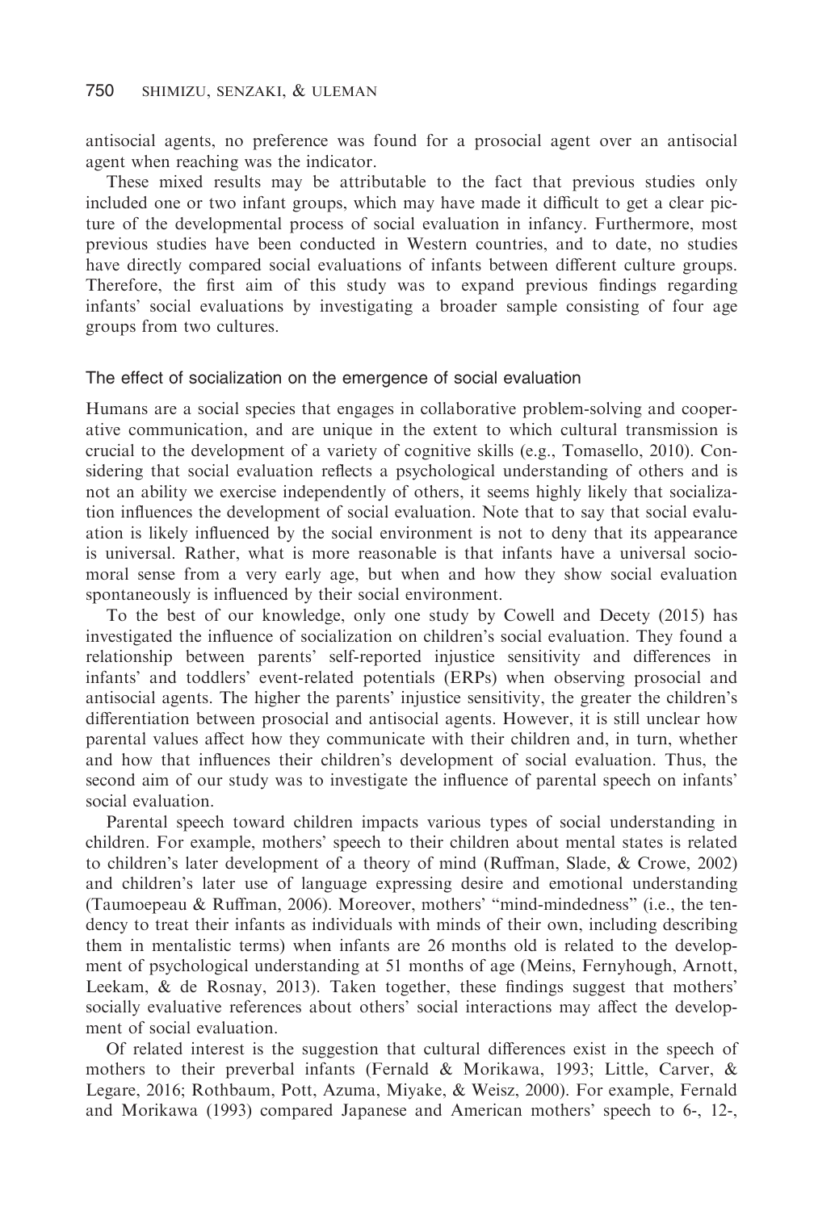antisocial agents, no preference was found for a prosocial agent over an antisocial agent when reaching was the indicator.

These mixed results may be attributable to the fact that previous studies only included one or two infant groups, which may have made it difficult to get a clear picture of the developmental process of social evaluation in infancy. Furthermore, most previous studies have been conducted in Western countries, and to date, no studies have directly compared social evaluations of infants between different culture groups. Therefore, the first aim of this study was to expand previous findings regarding infants' social evaluations by investigating a broader sample consisting of four age groups from two cultures.

### The effect of socialization on the emergence of social evaluation

Humans are a social species that engages in collaborative problem-solving and cooperative communication, and are unique in the extent to which cultural transmission is crucial to the development of a variety of cognitive skills (e.g., Tomasello, 2010). Considering that social evaluation reflects a psychological understanding of others and is not an ability we exercise independently of others, it seems highly likely that socialization influences the development of social evaluation. Note that to say that social evaluation is likely influenced by the social environment is not to deny that its appearance is universal. Rather, what is more reasonable is that infants have a universal sociomoral sense from a very early age, but when and how they show social evaluation spontaneously is influenced by their social environment.

To the best of our knowledge, only one study by Cowell and Decety (2015) has investigated the influence of socialization on children's social evaluation. They found a relationship between parents' self-reported injustice sensitivity and differences in infants' and toddlers' event-related potentials (ERPs) when observing prosocial and antisocial agents. The higher the parents' injustice sensitivity, the greater the children's differentiation between prosocial and antisocial agents. However, it is still unclear how parental values affect how they communicate with their children and, in turn, whether and how that influences their children's development of social evaluation. Thus, the second aim of our study was to investigate the influence of parental speech on infants' social evaluation.

Parental speech toward children impacts various types of social understanding in children. For example, mothers' speech to their children about mental states is related to children's later development of a theory of mind (Ruffman, Slade, & Crowe, 2002) and children's later use of language expressing desire and emotional understanding (Taumoepeau & Ruffman, 2006). Moreover, mothers' "mind-mindedness" (i.e., the tendency to treat their infants as individuals with minds of their own, including describing them in mentalistic terms) when infants are 26 months old is related to the development of psychological understanding at 51 months of age (Meins, Fernyhough, Arnott, Leekam, & de Rosnay, 2013). Taken together, these findings suggest that mothers' socially evaluative references about others' social interactions may affect the development of social evaluation.

Of related interest is the suggestion that cultural differences exist in the speech of mothers to their preverbal infants (Fernald & Morikawa, 1993; Little, Carver, & Legare, 2016; Rothbaum, Pott, Azuma, Miyake, & Weisz, 2000). For example, Fernald and Morikawa (1993) compared Japanese and American mothers' speech to 6-, 12-,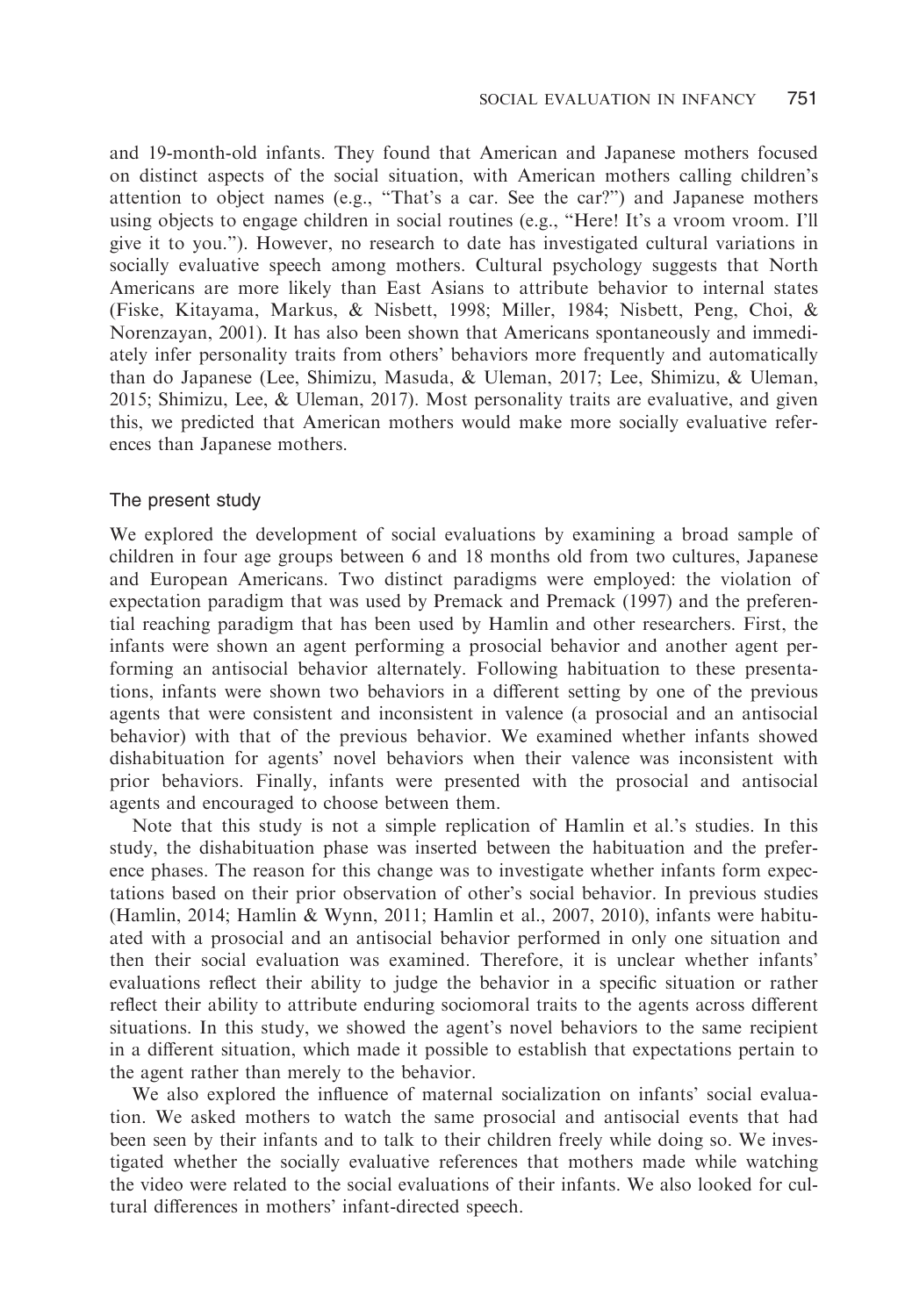and 19-month-old infants. They found that American and Japanese mothers focused on distinct aspects of the social situation, with American mothers calling children's attention to object names (e.g., "That's a car. See the car?") and Japanese mothers using objects to engage children in social routines (e.g., "Here! It's a vroom vroom. I'll give it to you."). However, no research to date has investigated cultural variations in socially evaluative speech among mothers. Cultural psychology suggests that North Americans are more likely than East Asians to attribute behavior to internal states (Fiske, Kitayama, Markus, & Nisbett, 1998; Miller, 1984; Nisbett, Peng, Choi, & Norenzayan, 2001). It has also been shown that Americans spontaneously and immediately infer personality traits from others' behaviors more frequently and automatically than do Japanese (Lee, Shimizu, Masuda, & Uleman, 2017; Lee, Shimizu, & Uleman, 2015; Shimizu, Lee, & Uleman, 2017). Most personality traits are evaluative, and given this, we predicted that American mothers would make more socially evaluative references than Japanese mothers.

## The present study

We explored the development of social evaluations by examining a broad sample of children in four age groups between 6 and 18 months old from two cultures, Japanese and European Americans. Two distinct paradigms were employed: the violation of expectation paradigm that was used by Premack and Premack (1997) and the preferential reaching paradigm that has been used by Hamlin and other researchers. First, the infants were shown an agent performing a prosocial behavior and another agent performing an antisocial behavior alternately. Following habituation to these presentations, infants were shown two behaviors in a different setting by one of the previous agents that were consistent and inconsistent in valence (a prosocial and an antisocial behavior) with that of the previous behavior. We examined whether infants showed dishabituation for agents' novel behaviors when their valence was inconsistent with prior behaviors. Finally, infants were presented with the prosocial and antisocial agents and encouraged to choose between them.

Note that this study is not a simple replication of Hamlin et al.'s studies. In this study, the dishabituation phase was inserted between the habituation and the preference phases. The reason for this change was to investigate whether infants form expectations based on their prior observation of other's social behavior. In previous studies (Hamlin, 2014; Hamlin & Wynn, 2011; Hamlin et al., 2007, 2010), infants were habituated with a prosocial and an antisocial behavior performed in only one situation and then their social evaluation was examined. Therefore, it is unclear whether infants' evaluations reflect their ability to judge the behavior in a specific situation or rather reflect their ability to attribute enduring sociomoral traits to the agents across different situations. In this study, we showed the agent's novel behaviors to the same recipient in a different situation, which made it possible to establish that expectations pertain to the agent rather than merely to the behavior.

We also explored the influence of maternal socialization on infants' social evaluation. We asked mothers to watch the same prosocial and antisocial events that had been seen by their infants and to talk to their children freely while doing so. We investigated whether the socially evaluative references that mothers made while watching the video were related to the social evaluations of their infants. We also looked for cultural differences in mothers' infant-directed speech.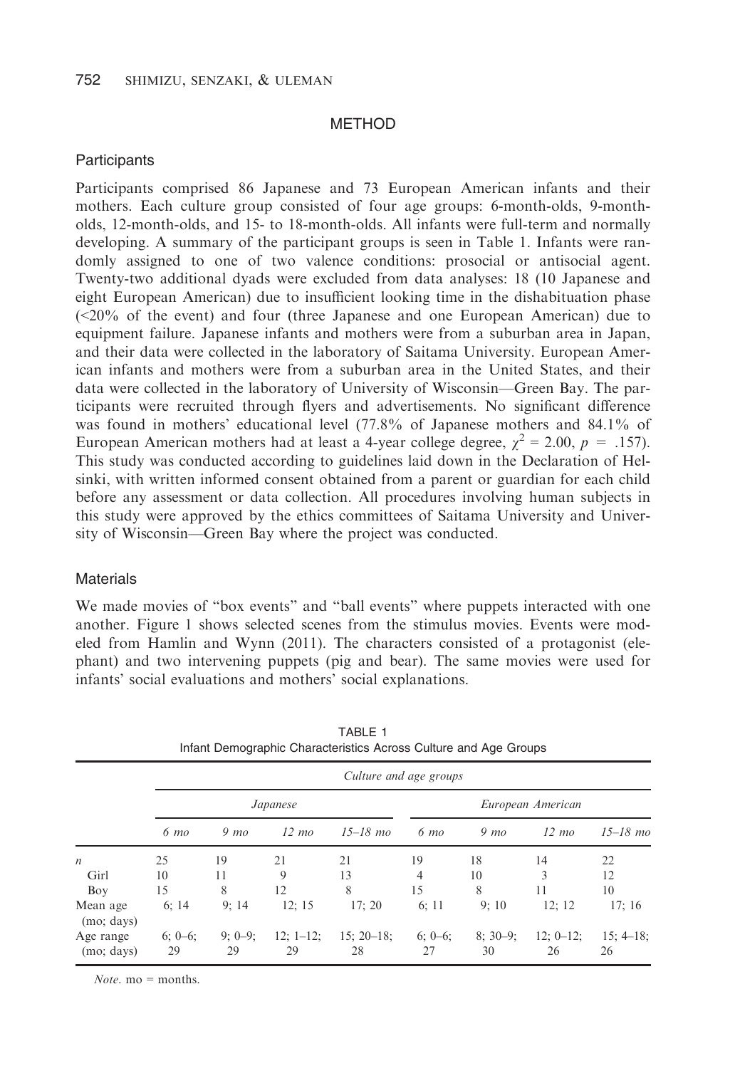## METHOD

### Participants

Participants comprised 86 Japanese and 73 European American infants and their mothers. Each culture group consisted of four age groups: 6-month-olds, 9-month-olds, 12-month-olds, and 15- to 18-month-olds. All infants were full-term and normally developing. A summary of the participant groups is seen in Table 1. Infants were randomly assigned to one of two valence conditions: prosocial or antisocial agent. Twenty-two additional dyads were excluded from data analyses: 18 (10 Japanese and eight European American) due to insufficient looking time in the dishabituation phase (<20% of the event) and four (three Japanese and one European American) due to equipment failure. Japanese infants and mothers were from a suburban area in Japan, and their data were collected in the laboratory of Saitama University. European American infants and mothers were from a suburban area in the United States, and their data were collected in the laboratory of University of Wisconsin—Green Bay. The participants were recruited through flyers and advertisements. No significant difference was found in mothers' educational level (77.8% of Japanese mothers and 84.1% of European American mothers had at least a 4-year college degree, $\chi^2 = 2.00$, $p = .157$). This study was conducted according to guidelines laid down in the Declaration of Helsinki, with written informed consent obtained from a parent or guardian for each child before any assessment or data collection. All procedures involving human subjects in this study were approved by the ethics committees of Saitama University and University of Wisconsin—Green Bay where the project was conducted.

### Materials

We made movies of "box events" and "ball events" where puppets interacted with one another. Figure 1 shows selected scenes from the stimulus movies. Events were modeled from Hamlin and Wynn (2011). The characters consisted of a protagonist (elephant) and two intervening puppets (pig and bear). The same movies were used for infants' social evaluations and mothers' social explanations.

TABLE 1
Infant Demographic Characteristics Across Culture and Age Groups

| | *Culture and age groups* | | | | | | | |
|---|---|---|---|---|---|---|---|---|
| | *Japanese* | | | | *European American* | | | |
| | *6 mo* | *9 mo* | *12 mo* | *15–18 mo* | *6 mo* | *9 mo* | *12 mo* | *15–18 mo* |
| *n* | 25 | 19 | 21 | 21 | 19 | 18 | 14 | 22 |
| Girl | 10 | 11 | 9 | 13 | 4 | 10 | 3 | 12 |
| Boy | 15 | 8 | 12 | 8 | 15 | 8 | 11 | 10 |
| Mean age (mo; days) | 6; 14 | 9; 14 | 12; 15 | 17; 20 | 6; 11 | 9; 10 | 12; 12 | 17; 16 |
| Age range (mo; days) | 6; 0–6; 29 | 9; 0–9; 29 | 12; 1–12; 29 | 15; 20–18; 28 | 6; 0–6; 27 | 8; 30–9; 30 | 12; 0–12; 26 | 15; 4–18; 26 |

*Note*. mo = months.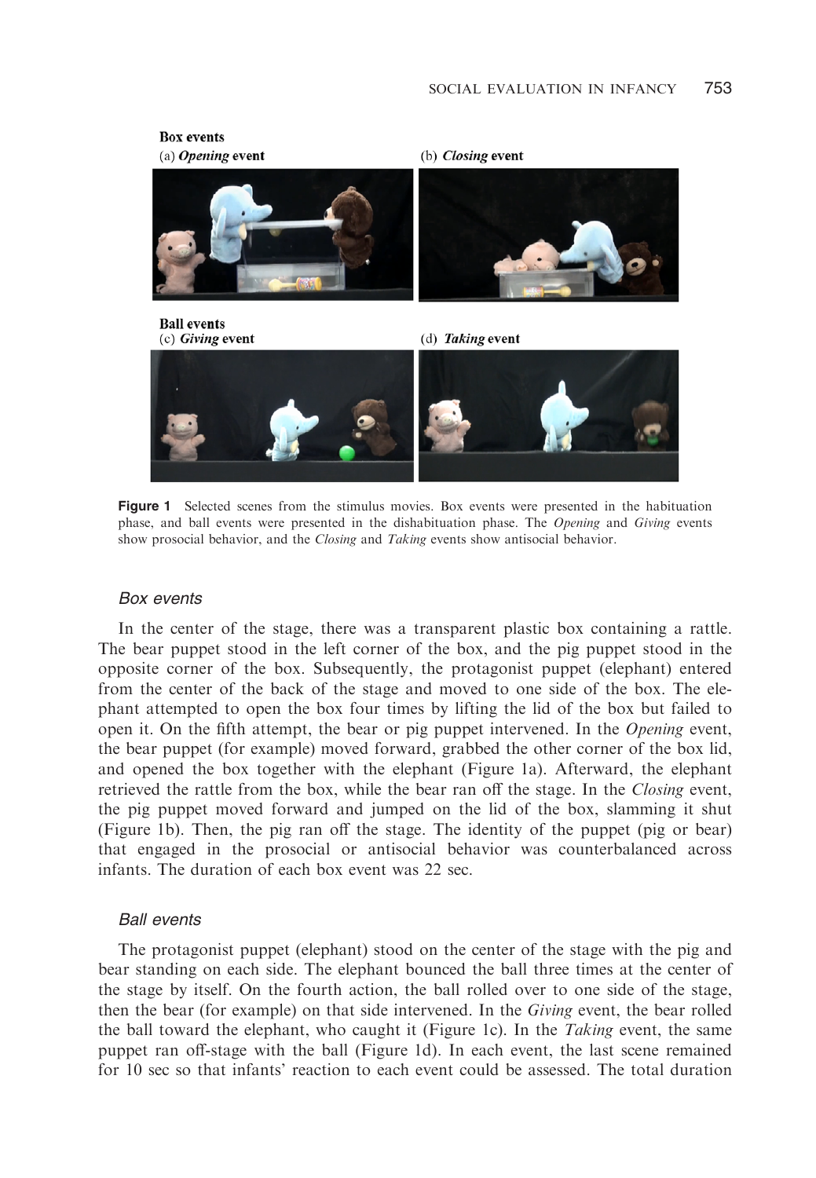**Box events**

(a) ***Opening*** **event** (b) ***Closing*** **event**

**Ball events**

(c) ***Giving*** **event** (d) ***Taking*** **event**

**Figure 1** Selected scenes from the stimulus movies. Box events were presented in the habituation phase, and ball events were presented in the dishabituation phase. The *Opening* and *Giving* events show prosocial behavior, and the *Closing* and *Taking* events show antisocial behavior.

### *Box events*

In the center of the stage, there was a transparent plastic box containing a rattle. The bear puppet stood in the left corner of the box, and the pig puppet stood in the opposite corner of the box. Subsequently, the protagonist puppet (elephant) entered from the center of the back of the stage and moved to one side of the box. The elephant attempted to open the box four times by lifting the lid of the box but failed to open it. On the fifth attempt, the bear or pig puppet intervened. In the *Opening* event, the bear puppet (for example) moved forward, grabbed the other corner of the box lid, and opened the box together with the elephant (Figure 1a). Afterward, the elephant retrieved the rattle from the box, while the bear ran off the stage. In the *Closing* event, the pig puppet moved forward and jumped on the lid of the box, slamming it shut (Figure 1b). Then, the pig ran off the stage. The identity of the puppet (pig or bear) that engaged in the prosocial or antisocial behavior was counterbalanced across infants. The duration of each box event was 22 sec.

### *Ball events*

The protagonist puppet (elephant) stood on the center of the stage with the pig and bear standing on each side. The elephant bounced the ball three times at the center of the stage by itself. On the fourth action, the ball rolled over to one side of the stage, then the bear (for example) on that side intervened. In the *Giving* event, the bear rolled the ball toward the elephant, who caught it (Figure 1c). In the *Taking* event, the same puppet ran off-stage with the ball (Figure 1d). In each event, the last scene remained for 10 sec so that infants' reaction to each event could be assessed. The total duration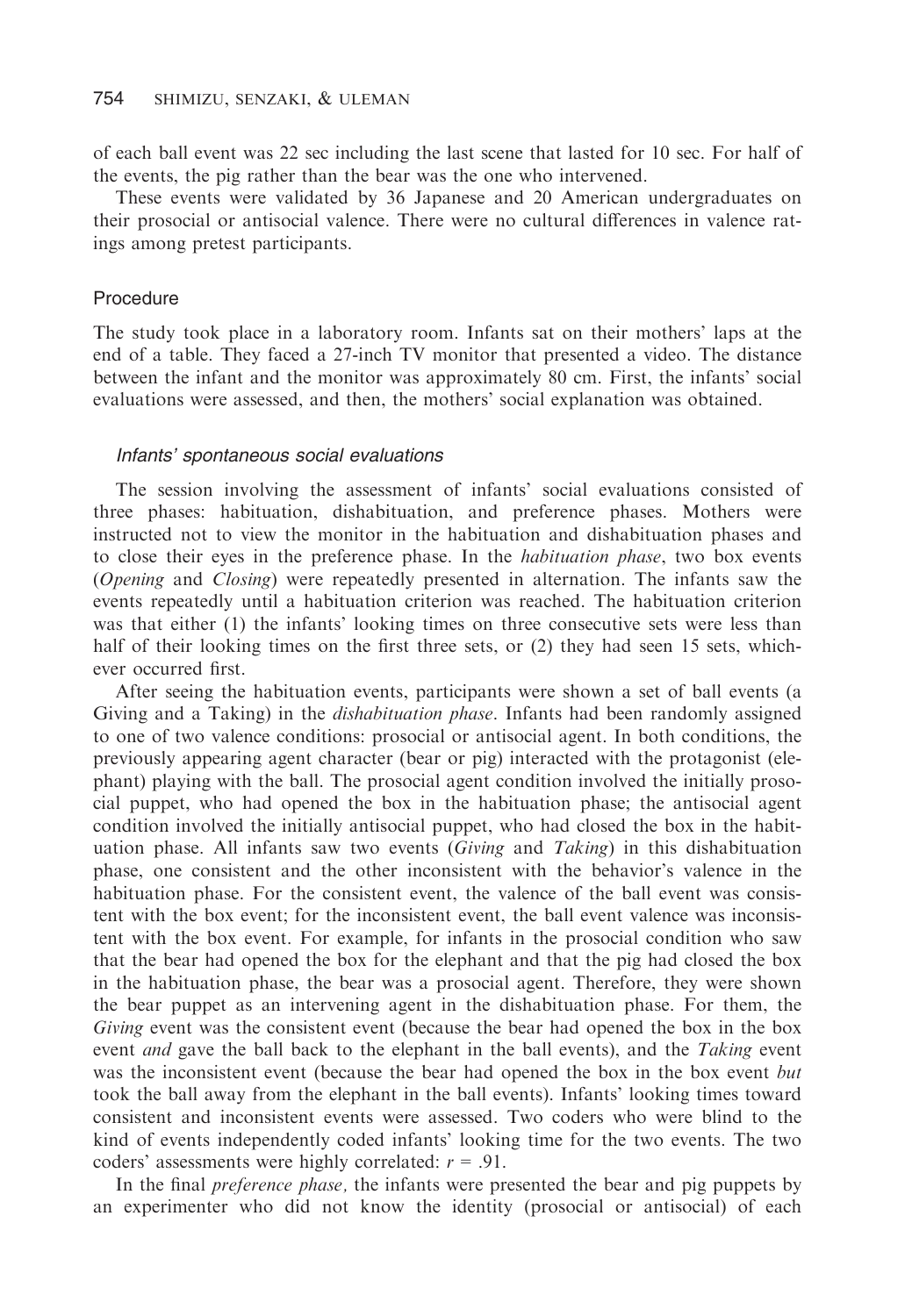of each ball event was 22 sec including the last scene that lasted for 10 sec. For half of the events, the pig rather than the bear was the one who intervened.

These events were validated by 36 Japanese and 20 American undergraduates on their prosocial or antisocial valence. There were no cultural differences in valence ratings among pretest participants.

## Procedure

The study took place in a laboratory room. Infants sat on their mothers' laps at the end of a table. They faced a 27-inch TV monitor that presented a video. The distance between the infant and the monitor was approximately 80 cm. First, the infants' social evaluations were assessed, and then, the mothers' social explanation was obtained.

### *Infants' spontaneous social evaluations*

The session involving the assessment of infants' social evaluations consisted of three phases: habituation, dishabituation, and preference phases. Mothers were instructed not to view the monitor in the habituation and dishabituation phases and to close their eyes in the preference phase. In the *habituation phase*, two box events (*Opening* and *Closing*) were repeatedly presented in alternation. The infants saw the events repeatedly until a habituation criterion was reached. The habituation criterion was that either (1) the infants' looking times on three consecutive sets were less than half of their looking times on the first three sets, or (2) they had seen 15 sets, whichever occurred first.

After seeing the habituation events, participants were shown a set of ball events (a Giving and a Taking) in the *dishabituation phase*. Infants had been randomly assigned to one of two valence conditions: prosocial or antisocial agent. In both conditions, the previously appearing agent character (bear or pig) interacted with the protagonist (elephant) playing with the ball. The prosocial agent condition involved the initially prosocial puppet, who had opened the box in the habituation phase; the antisocial agent condition involved the initially antisocial puppet, who had closed the box in the habituation phase. All infants saw two events (*Giving* and *Taking*) in this dishabituation phase, one consistent and the other inconsistent with the behavior's valence in the habituation phase. For the consistent event, the valence of the ball event was consistent with the box event; for the inconsistent event, the ball event valence was inconsistent with the box event. For example, for infants in the prosocial condition who saw that the bear had opened the box for the elephant and that the pig had closed the box in the habituation phase, the bear was a prosocial agent. Therefore, they were shown the bear puppet as an intervening agent in the dishabituation phase. For them, the *Giving* event was the consistent event (because the bear had opened the box in the box event *and* gave the ball back to the elephant in the ball events), and the *Taking* event was the inconsistent event (because the bear had opened the box in the box event *but* took the ball away from the elephant in the ball events). Infants' looking times toward consistent and inconsistent events were assessed. Two coders who were blind to the kind of events independently coded infants' looking time for the two events. The two coders' assessments were highly correlated: $r = .91$.

In the final *preference phase,* the infants were presented the bear and pig puppets by an experimenter who did not know the identity (prosocial or antisocial) of each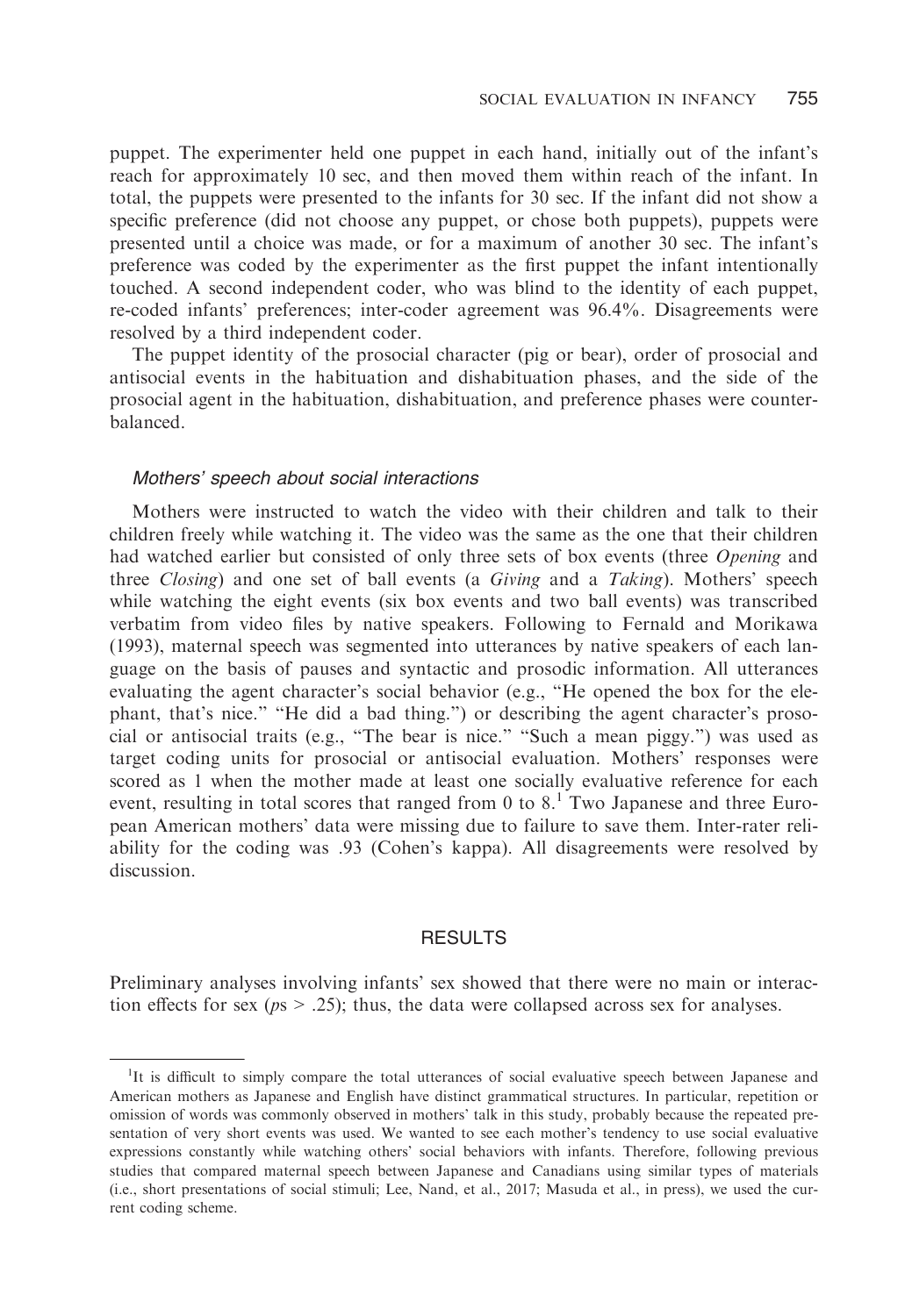puppet. The experimenter held one puppet in each hand, initially out of the infant's reach for approximately 10 sec, and then moved them within reach of the infant. In total, the puppets were presented to the infants for 30 sec. If the infant did not show a specific preference (did not choose any puppet, or chose both puppets), puppets were presented until a choice was made, or for a maximum of another 30 sec. The infant's preference was coded by the experimenter as the first puppet the infant intentionally touched. A second independent coder, who was blind to the identity of each puppet, re-coded infants' preferences; inter-coder agreement was 96.4%. Disagreements were resolved by a third independent coder.

The puppet identity of the prosocial character (pig or bear), order of prosocial and antisocial events in the habituation and dishabituation phases, and the side of the prosocial agent in the habituation, dishabituation, and preference phases were counterbalanced.

#### *Mothers' speech about social interactions*

Mothers were instructed to watch the video with their children and talk to their children freely while watching it. The video was the same as the one that their children had watched earlier but consisted of only three sets of box events (three *Opening* and three *Closing*) and one set of ball events (a *Giving* and a *Taking*). Mothers' speech while watching the eight events (six box events and two ball events) was transcribed verbatim from video files by native speakers. Following to Fernald and Morikawa (1993), maternal speech was segmented into utterances by native speakers of each language on the basis of pauses and syntactic and prosodic information. All utterances evaluating the agent character's social behavior (e.g., "He opened the box for the elephant, that's nice." "He did a bad thing.") or describing the agent character's prosocial or antisocial traits (e.g., "The bear is nice." "Such a mean piggy.") was used as target coding units for prosocial or antisocial evaluation. Mothers' responses were scored as 1 when the mother made at least one socially evaluative reference for each event, resulting in total scores that ranged from 0 to 8.[1] Two Japanese and three European American mothers' data were missing due to failure to save them. Inter-rater reliability for the coding was .93 (Cohen's kappa). All disagreements were resolved by discussion.

## RESULTS

Preliminary analyses involving infants' sex showed that there were no main or interaction effects for sex ($ps > .25$); thus, the data were collapsed across sex for analyses.

---

[1]It is difficult to simply compare the total utterances of social evaluative speech between Japanese and American mothers as Japanese and English have distinct grammatical structures. In particular, repetition or omission of words was commonly observed in mothers' talk in this study, probably because the repeated presentation of very short events was used. We wanted to see each mother's tendency to use social evaluative expressions constantly while watching others' social behaviors with infants. Therefore, following previous studies that compared maternal speech between Japanese and Canadians using similar types of materials (i.e., short presentations of social stimuli; Lee, Nand, et al., 2017; Masuda et al., in press), we used the current coding scheme.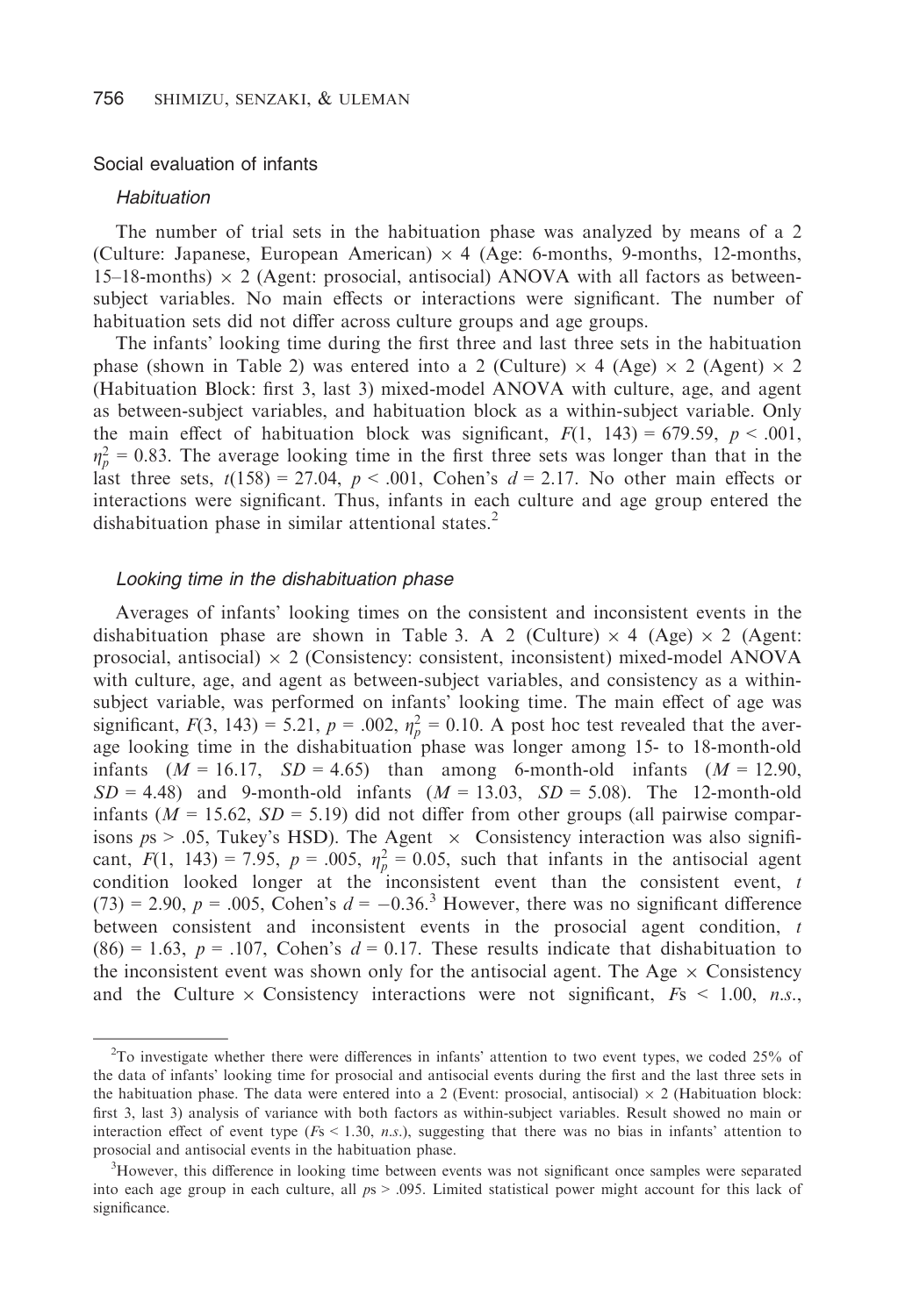## Social evaluation of infants

### *Habituation*

The number of trial sets in the habituation phase was analyzed by means of a 2 (Culture: Japanese, European American) × 4 (Age: 6-months, 9-months, 12-months, 15–18-months) × 2 (Agent: prosocial, antisocial) ANOVA with all factors as between-subject variables. No main effects or interactions were significant. The number of habituation sets did not differ across culture groups and age groups.

The infants' looking time during the first three and last three sets in the habituation phase (shown in Table 2) was entered into a 2 (Culture) × 4 (Age) × 2 (Agent) × 2 (Habituation Block: first 3, last 3) mixed-model ANOVA with culture, age, and agent as between-subject variables, and habituation block as a within-subject variable. Only the main effect of habituation block was significant, $F(1, 143) = 679.59$, $p < .001$, $\eta_p^2 = 0.83$. The average looking time in the first three sets was longer than that in the last three sets, $t(158) = 27.04$, $p < .001$, Cohen's $d = 2.17$. No other main effects or interactions were significant. Thus, infants in each culture and age group entered the dishabituation phase in similar attentional states.[2]

### *Looking time in the dishabituation phase*

Averages of infants' looking times on the consistent and inconsistent events in the dishabituation phase are shown in Table 3. A 2 (Culture) × 4 (Age) × 2 (Agent: prosocial, antisocial) × 2 (Consistency: consistent, inconsistent) mixed-model ANOVA with culture, age, and agent as between-subject variables, and consistency as a within-subject variable, was performed on infants' looking time. The main effect of age was significant, $F(3, 143) = 5.21$, $p = .002$, $\eta_p^2 = 0.10$. A post hoc test revealed that the average looking time in the dishabituation phase was longer among 15- to 18-month-old infants ($M = 16.17$, $SD = 4.65$) than among 6-month-old infants ($M = 12.90$, $SD = 4.48$) and 9-month-old infants ($M = 13.03$, $SD = 5.08$). The 12-month-old infants ($M = 15.62$, $SD = 5.19$) did not differ from other groups (all pairwise comparisons $ps > .05$, Tukey's HSD). The Agent × Consistency interaction was also significant, $F(1, 143) = 7.95$, $p = .005$, $\eta_p^2 = 0.05$, such that infants in the antisocial agent condition looked longer at the inconsistent event than the consistent event, $t(73) = 2.90$, $p = .005$, Cohen's $d = -0.36$.[3] However, there was no significant difference between consistent and inconsistent events in the prosocial agent condition, $t(86) = 1.63$, $p = .107$, Cohen's $d = 0.17$. These results indicate that dishabituation to the inconsistent event was shown only for the antisocial agent. The Age × Consistency and the Culture × Consistency interactions were not significant, $Fs < 1.00$, *n.s.*,

---

[2]To investigate whether there were differences in infants' attention to two event types, we coded 25% of the data of infants' looking time for prosocial and antisocial events during the first and the last three sets in the habituation phase. The data were entered into a 2 (Event: prosocial, antisocial) × 2 (Habituation block: first 3, last 3) analysis of variance with both factors as within-subject variables. Result showed no main or interaction effect of event type ($Fs < 1.30$, *n.s.*), suggesting that there was no bias in infants' attention to prosocial and antisocial events in the habituation phase.

[3]However, this difference in looking time between events was not significant once samples were separated into each age group in each culture, all $ps > .095$. Limited statistical power might account for this lack of significance.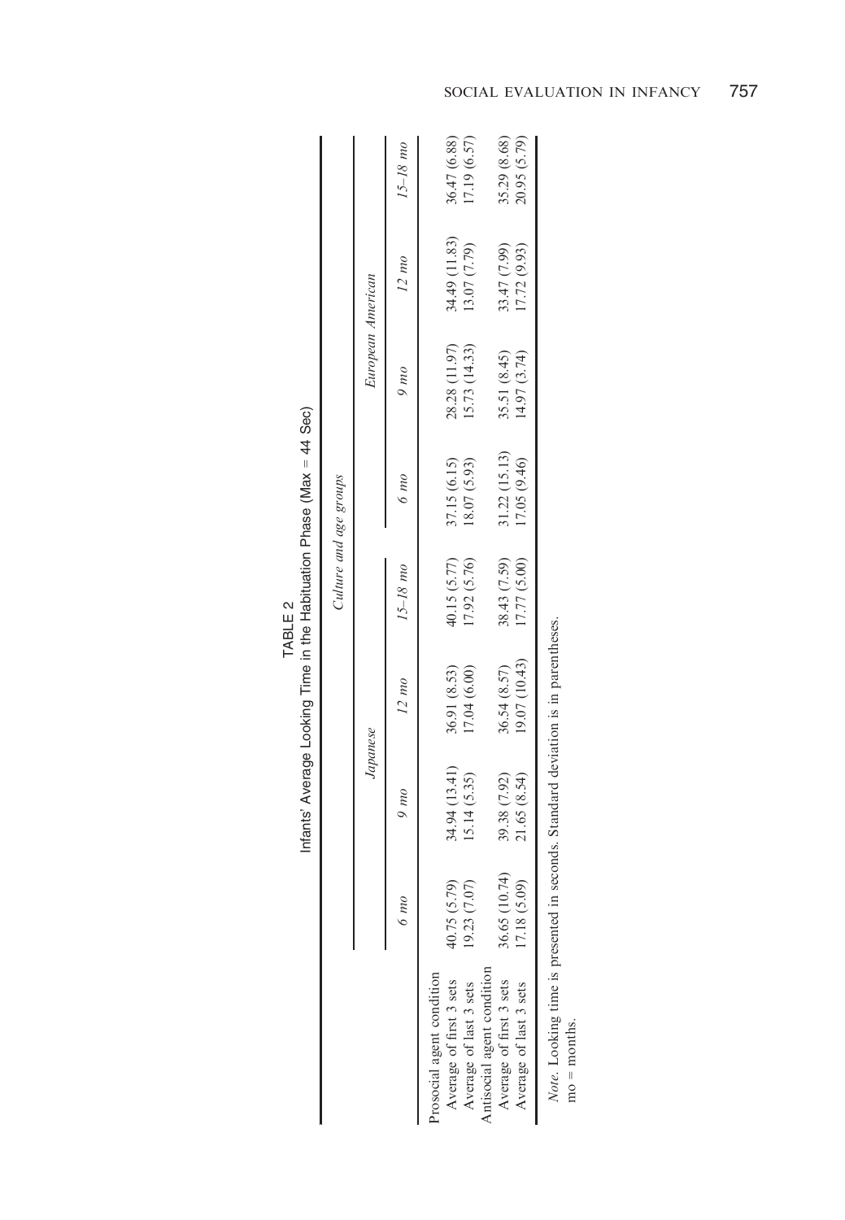TABLE 2

Infants' Average Looking Time in the Habituation Phase (Max = 44 Sec)

| | Culture and age groups | | | | | | |
|---|---|---|---|---|---|---|---|
| | *Japanese* | | | | *European American* | | |
| | *6 mo* | *9 mo* | *12 mo* | *15–18 mo* | *6 mo* | *9 mo* | *12 mo* | *15–18 mo* |
| Prosocial agent condition | | | | | | | | |
| Average of first 3 sets | 40.75 (5.79) | 34.94 (13.41) | 36.91 (8.53) | 40.15 (5.77) | 37.15 (6.15) | 28.28 (11.97) | 34.49 (11.83) | 36.47 (6.88) |
| Average of last 3 sets | 19.23 (7.07) | 15.14 (5.35) | 17.04 (6.00) | 17.92 (5.76) | 18.07 (5.93) | 15.73 (14.33) | 13.07 (7.79) | 17.19 (6.57) |
| Antisocial agent condition | | | | | | | | |
| Average of first 3 sets | 36.65 (10.74) | 39.38 (7.92) | 36.54 (8.57) | 38.43 (7.59) | 31.22 (15.13) | 35.51 (8.45) | 33.47 (7.99) | 35.29 (8.68) |
| Average of last 3 sets | 17.18 (5.09) | 21.65 (8.54) | 19.07 (10.43) | 17.77 (5.00) | 17.05 (9.46) | 14.97 (3.74) | 17.72 (9.93) | 20.95 (5.79) |

*Note*. Looking time is presented in seconds. Standard deviation is in parentheses.
mo = months.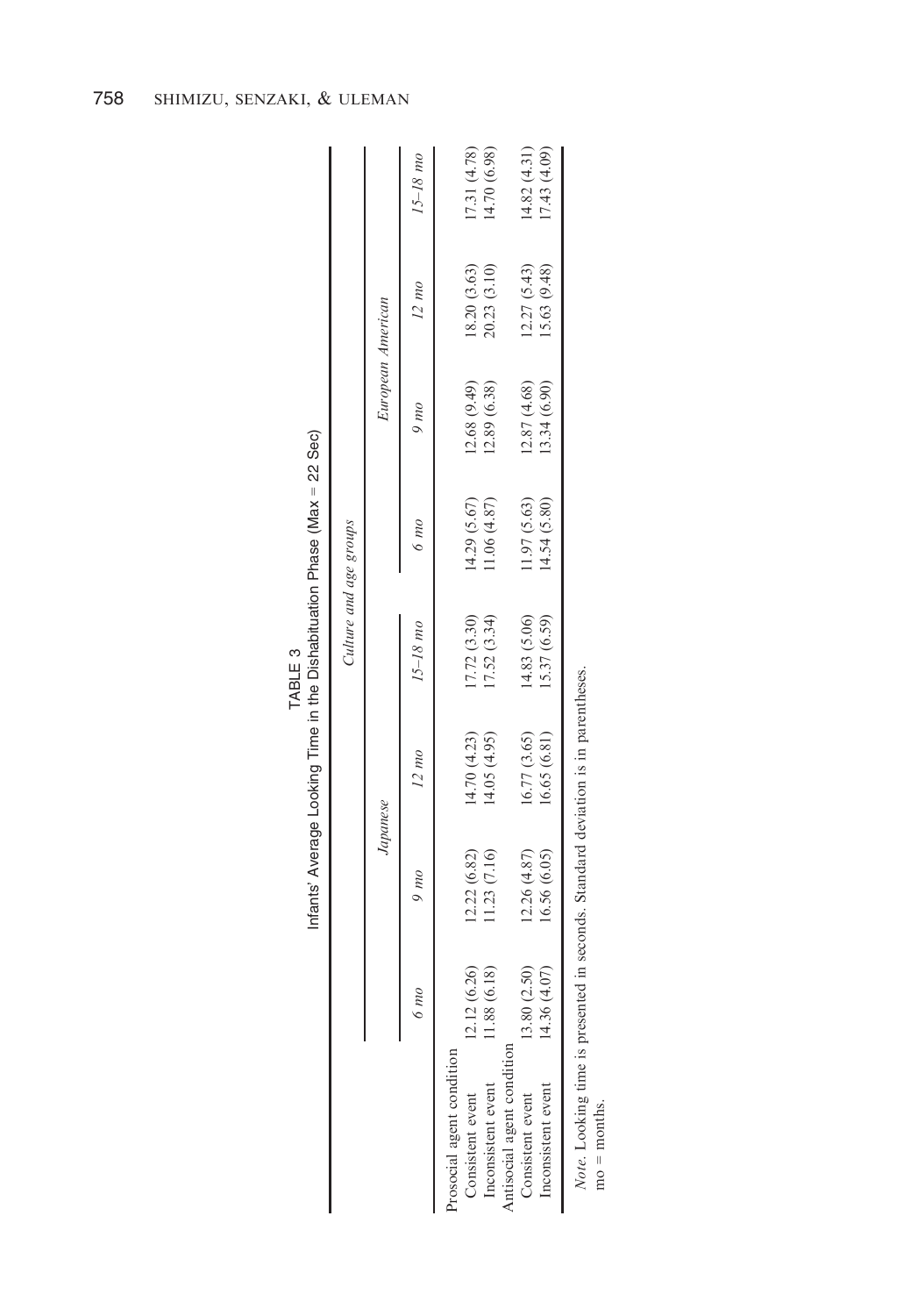**TABLE 3**
Infants' Average Looking Time in the Dishabituation Phase (Max = 22 Sec)

| | Culture and age groups | | | | | | |
|---|---|---|---|---|---|---|---|
| | *Japanese* | | | *European American* | | | |
| | *6 mo* | *9 mo* | *12 mo* | *15–18 mo* | *6 mo* | *9 mo* | *12 mo* | *15–18 mo* |
| Prosocial agent condition | | | | | | | | |
| Consistent event | 12.12 (6.26) | 12.22 (6.82) | 14.70 (4.23) | 17.72 (3.30) | 14.29 (5.67) | 12.68 (9.49) | 18.20 (3.63) | 17.31 (4.78) |
| Inconsistent event | 11.88 (6.18) | 11.23 (7.16) | 14.05 (4.95) | 17.52 (3.34) | 11.06 (4.87) | 12.89 (6.38) | 20.23 (3.10) | 14.70 (6.98) |
| Antisocial agent condition | | | | | | | | |
| Consistent event | 13.80 (2.50) | 12.26 (4.87) | 16.77 (3.65) | 14.83 (5.06) | 11.97 (5.63) | 12.87 (4.68) | 12.27 (5.43) | 14.82 (4.31) |
| Inconsistent event | 14.36 (4.07) | 16.56 (6.05) | 16.65 (6.81) | 15.37 (6.59) | 14.54 (5.80) | 13.34 (6.90) | 15.63 (9.48) | 17.43 (4.09) |

*Note*. Looking time is presented in seconds. Standard deviation is in parentheses.
mo = months.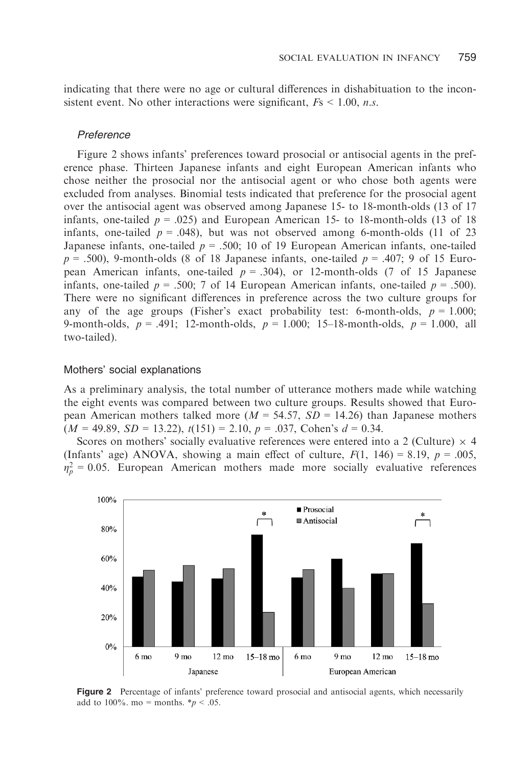indicating that there were no age or cultural differences in dishabituation to the inconsistent event. No other interactions were significant, *F*s < 1.00, *n.s.*

#### *Preference*

Figure 2 shows infants' preferences toward prosocial or antisocial agents in the preference phase. Thirteen Japanese infants and eight European American infants who chose neither the prosocial nor the antisocial agent or who chose both agents were excluded from analyses. Binomial tests indicated that preference for the prosocial agent over the antisocial agent was observed among Japanese 15- to 18-month-olds (13 of 17 infants, one-tailed $p = .025$) and European American 15- to 18-month-olds (13 of 18 infants, one-tailed $p = .048$), but was not observed among 6-month-olds (11 of 23 Japanese infants, one-tailed $p = .500$; 10 of 19 European American infants, one-tailed $p = .500$), 9-month-olds (8 of 18 Japanese infants, one-tailed $p = .407$; 9 of 15 European American infants, one-tailed $p = .304$), or 12-month-olds (7 of 15 Japanese infants, one-tailed $p = .500$; 7 of 14 European American infants, one-tailed $p = .500$). There were no significant differences in preference across the two culture groups for any of the age groups (Fisher's exact probability test: 6-month-olds, $p = 1.000$; 9-month-olds, $p = .491$; 12-month-olds, $p = 1.000$; 15–18-month-olds, $p = 1.000$, all two-tailed).

### Mothers' social explanations

As a preliminary analysis, the total number of utterance mothers made while watching the eight events was compared between two culture groups. Results showed that European American mothers talked more ($M = 54.57$, $SD = 14.26$) than Japanese mothers ($M = 49.89$, $SD = 13.22$), $t(151) = 2.10$, $p = .037$, Cohen's $d = 0.34$.

Scores on mothers' socially evaluative references were entered into a 2 (Culture) × 4 (Infants' age) ANOVA, showing a main effect of culture, $F(1, 146) = 8.19$, $p = .005$, $\eta_p^2 = 0.05$. European American mothers made more socially evaluative references

**Figure 2** Percentage of infants' preference toward prosocial and antisocial agents, which necessarily add to 100%. mo = months. *$p < .05$.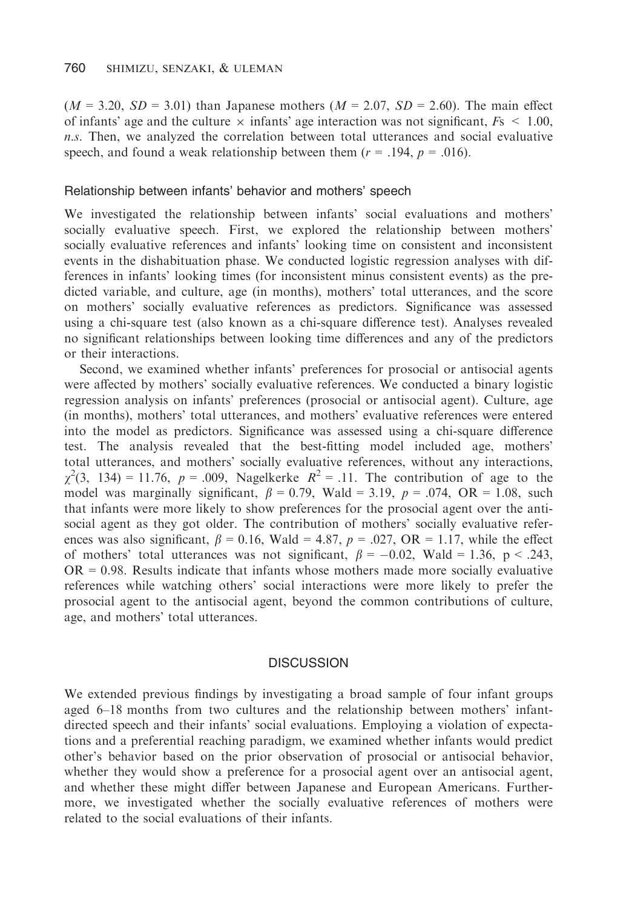($M = 3.20$, $SD = 3.01$) than Japanese mothers ($M = 2.07$, $SD = 2.60$). The main effect of infants' age and the culture × infants' age interaction was not significant, $F$s $< 1.00$, *n.s.* Then, we analyzed the correlation between total utterances and social evaluative speech, and found a weak relationship between them ($r = .194$, $p = .016$).

### Relationship between infants' behavior and mothers' speech

We investigated the relationship between infants' social evaluations and mothers' socially evaluative speech. First, we explored the relationship between mothers' socially evaluative references and infants' looking time on consistent and inconsistent events in the dishabituation phase. We conducted logistic regression analyses with differences in infants' looking times (for inconsistent minus consistent events) as the predicted variable, and culture, age (in months), mothers' total utterances, and the score on mothers' socially evaluative references as predictors. Significance was assessed using a chi-square test (also known as a chi-square difference test). Analyses revealed no significant relationships between looking time differences and any of the predictors or their interactions.

Second, we examined whether infants' preferences for prosocial or antisocial agents were affected by mothers' socially evaluative references. We conducted a binary logistic regression analysis on infants' preferences (prosocial or antisocial agent). Culture, age (in months), mothers' total utterances, and mothers' evaluative references were entered into the model as predictors. Significance was assessed using a chi-square difference test. The analysis revealed that the best-fitting model included age, mothers' total utterances, and mothers' socially evaluative references, without any interactions, $\chi^2(3, 134) = 11.76$, $p = .009$, Nagelkerke $R^2 = .11$. The contribution of age to the model was marginally significant, $\beta = 0.79$, Wald = 3.19, $p = .074$, OR = 1.08, such that infants were more likely to show preferences for the prosocial agent over the antisocial agent as they got older. The contribution of mothers' socially evaluative references was also significant, $\beta = 0.16$, Wald = 4.87, $p = .027$, OR = 1.17, while the effect of mothers' total utterances was not significant, $\beta = -0.02$, Wald = 1.36, $p < .243$, OR = 0.98. Results indicate that infants whose mothers made more socially evaluative references while watching others' social interactions were more likely to prefer the prosocial agent to the antisocial agent, beyond the common contributions of culture, age, and mothers' total utterances.

## DISCUSSION

We extended previous findings by investigating a broad sample of four infant groups aged 6–18 months from two cultures and the relationship between mothers' infant-directed speech and their infants' social evaluations. Employing a violation of expectations and a preferential reaching paradigm, we examined whether infants would predict other's behavior based on the prior observation of prosocial or antisocial behavior, whether they would show a preference for a prosocial agent over an antisocial agent, and whether these might differ between Japanese and European Americans. Furthermore, we investigated whether the socially evaluative references of mothers were related to the social evaluations of their infants.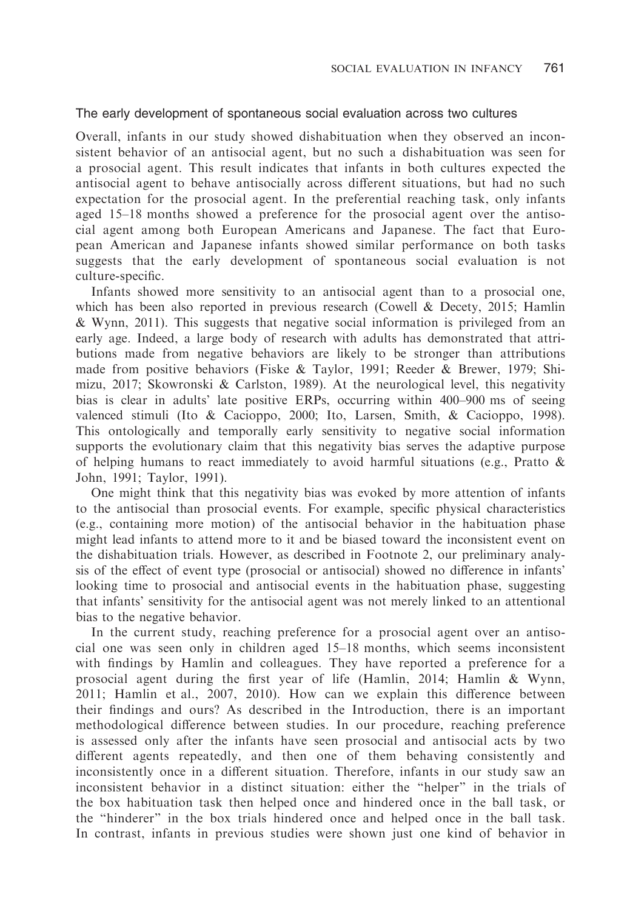### The early development of spontaneous social evaluation across two cultures

Overall, infants in our study showed dishabituation when they observed an inconsistent behavior of an antisocial agent, but no such a dishabituation was seen for a prosocial agent. This result indicates that infants in both cultures expected the antisocial agent to behave antisocially across different situations, but had no such expectation for the prosocial agent. In the preferential reaching task, only infants aged 15–18 months showed a preference for the prosocial agent over the antisocial agent among both European Americans and Japanese. The fact that European American and Japanese infants showed similar performance on both tasks suggests that the early development of spontaneous social evaluation is not culture-specific.

Infants showed more sensitivity to an antisocial agent than to a prosocial one, which has been also reported in previous research (Cowell & Decety, 2015; Hamlin & Wynn, 2011). This suggests that negative social information is privileged from an early age. Indeed, a large body of research with adults has demonstrated that attributions made from negative behaviors are likely to be stronger than attributions made from positive behaviors (Fiske & Taylor, 1991; Reeder & Brewer, 1979; Shimizu, 2017; Skowronski & Carlston, 1989). At the neurological level, this negativity bias is clear in adults' late positive ERPs, occurring within 400–900 ms of seeing valenced stimuli (Ito & Cacioppo, 2000; Ito, Larsen, Smith, & Cacioppo, 1998). This ontologically and temporally early sensitivity to negative social information supports the evolutionary claim that this negativity bias serves the adaptive purpose of helping humans to react immediately to avoid harmful situations (e.g., Pratto & John, 1991; Taylor, 1991).

One might think that this negativity bias was evoked by more attention of infants to the antisocial than prosocial events. For example, specific physical characteristics (e.g., containing more motion) of the antisocial behavior in the habituation phase might lead infants to attend more to it and be biased toward the inconsistent event on the dishabituation trials. However, as described in Footnote 2, our preliminary analysis of the effect of event type (prosocial or antisocial) showed no difference in infants' looking time to prosocial and antisocial events in the habituation phase, suggesting that infants' sensitivity for the antisocial agent was not merely linked to an attentional bias to the negative behavior.

In the current study, reaching preference for a prosocial agent over an antisocial one was seen only in children aged 15–18 months, which seems inconsistent with findings by Hamlin and colleagues. They have reported a preference for a prosocial agent during the first year of life (Hamlin, 2014; Hamlin & Wynn, 2011; Hamlin et al., 2007, 2010). How can we explain this difference between their findings and ours? As described in the Introduction, there is an important methodological difference between studies. In our procedure, reaching preference is assessed only after the infants have seen prosocial and antisocial acts by two different agents repeatedly, and then one of them behaving consistently and inconsistently once in a different situation. Therefore, infants in our study saw an inconsistent behavior in a distinct situation: either the "helper" in the trials of the box habituation task then helped once and hindered once in the ball task, or the "hinderer" in the box trials hindered once and helped once in the ball task. In contrast, infants in previous studies were shown just one kind of behavior in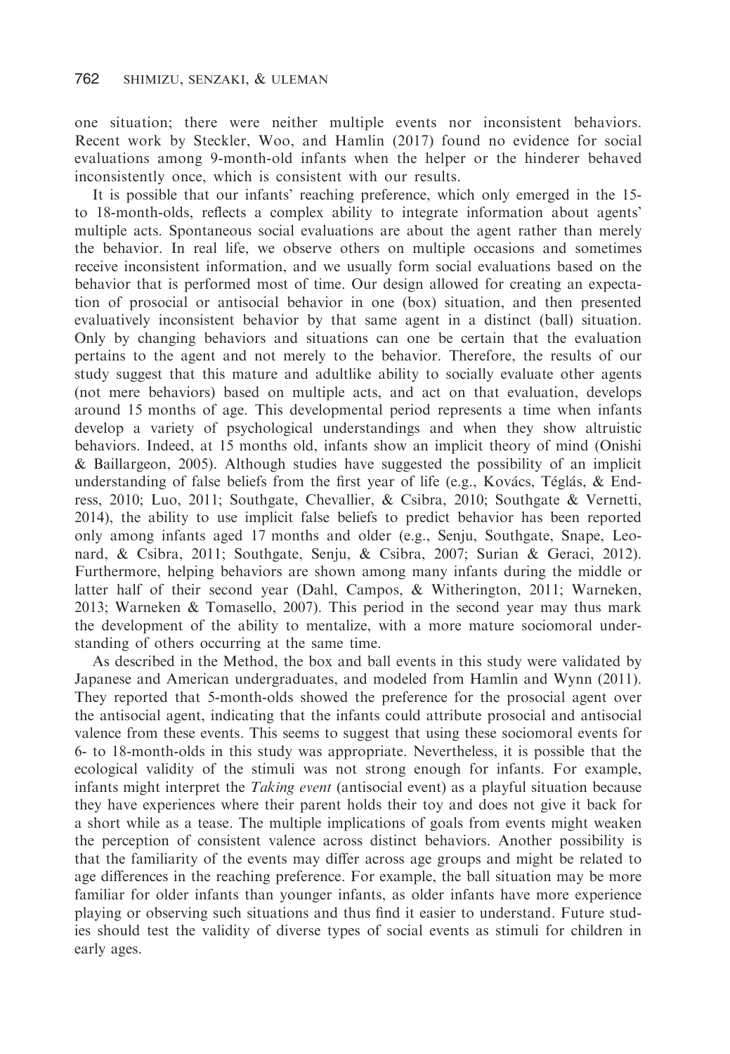one situation; there were neither multiple events nor inconsistent behaviors. Recent work by Steckler, Woo, and Hamlin (2017) found no evidence for social evaluations among 9-month-old infants when the helper or the hinderer behaved inconsistently once, which is consistent with our results.

It is possible that our infants' reaching preference, which only emerged in the 15- to 18-month-olds, reflects a complex ability to integrate information about agents' multiple acts. Spontaneous social evaluations are about the agent rather than merely the behavior. In real life, we observe others on multiple occasions and sometimes receive inconsistent information, and we usually form social evaluations based on the behavior that is performed most of time. Our design allowed for creating an expectation of prosocial or antisocial behavior in one (box) situation, and then presented evaluatively inconsistent behavior by that same agent in a distinct (ball) situation. Only by changing behaviors and situations can one be certain that the evaluation pertains to the agent and not merely to the behavior. Therefore, the results of our study suggest that this mature and adultlike ability to socially evaluate other agents (not mere behaviors) based on multiple acts, and act on that evaluation, develops around 15 months of age. This developmental period represents a time when infants develop a variety of psychological understandings and when they show altruistic behaviors. Indeed, at 15 months old, infants show an implicit theory of mind (Onishi & Baillargeon, 2005). Although studies have suggested the possibility of an implicit understanding of false beliefs from the first year of life (e.g., Kovács, Téglás, & Endress, 2010; Luo, 2011; Southgate, Chevallier, & Csibra, 2010; Southgate & Vernetti, 2014), the ability to use implicit false beliefs to predict behavior has been reported only among infants aged 17 months and older (e.g., Senju, Southgate, Snape, Leonard, & Csibra, 2011; Southgate, Senju, & Csibra, 2007; Surian & Geraci, 2012). Furthermore, helping behaviors are shown among many infants during the middle or latter half of their second year (Dahl, Campos, & Witherington, 2011; Warneken, 2013; Warneken & Tomasello, 2007). This period in the second year may thus mark the development of the ability to mentalize, with a more mature sociomoral understanding of others occurring at the same time.

As described in the Method, the box and ball events in this study were validated by Japanese and American undergraduates, and modeled from Hamlin and Wynn (2011). They reported that 5-month-olds showed the preference for the prosocial agent over the antisocial agent, indicating that the infants could attribute prosocial and antisocial valence from these events. This seems to suggest that using these sociomoral events for 6- to 18-month-olds in this study was appropriate. Nevertheless, it is possible that the ecological validity of the stimuli was not strong enough for infants. For example, infants might interpret the *Taking event* (antisocial event) as a playful situation because they have experiences where their parent holds their toy and does not give it back for a short while as a tease. The multiple implications of goals from events might weaken the perception of consistent valence across distinct behaviors. Another possibility is that the familiarity of the events may differ across age groups and might be related to age differences in the reaching preference. For example, the ball situation may be more familiar for older infants than younger infants, as older infants have more experience playing or observing such situations and thus find it easier to understand. Future studies should test the validity of diverse types of social events as stimuli for children in early ages.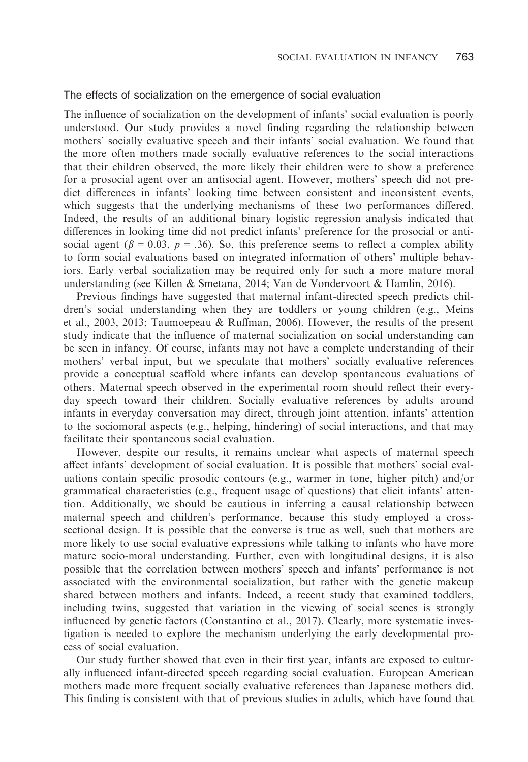### The effects of socialization on the emergence of social evaluation

The influence of socialization on the development of infants' social evaluation is poorly understood. Our study provides a novel finding regarding the relationship between mothers' socially evaluative speech and their infants' social evaluation. We found that the more often mothers made socially evaluative references to the social interactions that their children observed, the more likely their children were to show a preference for a prosocial agent over an antisocial agent. However, mothers' speech did not predict differences in infants' looking time between consistent and inconsistent events, which suggests that the underlying mechanisms of these two performances differed. Indeed, the results of an additional binary logistic regression analysis indicated that differences in looking time did not predict infants' preference for the prosocial or antisocial agent ($\beta = 0.03$, $p = .36$). So, this preference seems to reflect a complex ability to form social evaluations based on integrated information of others' multiple behaviors. Early verbal socialization may be required only for such a more mature moral understanding (see Killen & Smetana, 2014; Van de Vondervoort & Hamlin, 2016).

Previous findings have suggested that maternal infant-directed speech predicts children's social understanding when they are toddlers or young children (e.g., Meins et al., 2003, 2013; Taumoepeau & Ruffman, 2006). However, the results of the present study indicate that the influence of maternal socialization on social understanding can be seen in infancy. Of course, infants may not have a complete understanding of their mothers' verbal input, but we speculate that mothers' socially evaluative references provide a conceptual scaffold where infants can develop spontaneous evaluations of others. Maternal speech observed in the experimental room should reflect their everyday speech toward their children. Socially evaluative references by adults around infants in everyday conversation may direct, through joint attention, infants' attention to the sociomoral aspects (e.g., helping, hindering) of social interactions, and that may facilitate their spontaneous social evaluation.

However, despite our results, it remains unclear what aspects of maternal speech affect infants' development of social evaluation. It is possible that mothers' social evaluations contain specific prosodic contours (e.g., warmer in tone, higher pitch) and/or grammatical characteristics (e.g., frequent usage of questions) that elicit infants' attention. Additionally, we should be cautious in inferring a causal relationship between maternal speech and children's performance, because this study employed a cross-sectional design. It is possible that the converse is true as well, such that mothers are more likely to use social evaluative expressions while talking to infants who have more mature socio-moral understanding. Further, even with longitudinal designs, it is also possible that the correlation between mothers' speech and infants' performance is not associated with the environmental socialization, but rather with the genetic makeup shared between mothers and infants. Indeed, a recent study that examined toddlers, including twins, suggested that variation in the viewing of social scenes is strongly influenced by genetic factors (Constantino et al., 2017). Clearly, more systematic investigation is needed to explore the mechanism underlying the early developmental process of social evaluation.

Our study further showed that even in their first year, infants are exposed to culturally influenced infant-directed speech regarding social evaluation. European American mothers made more frequent socially evaluative references than Japanese mothers did. This finding is consistent with that of previous studies in adults, which have found that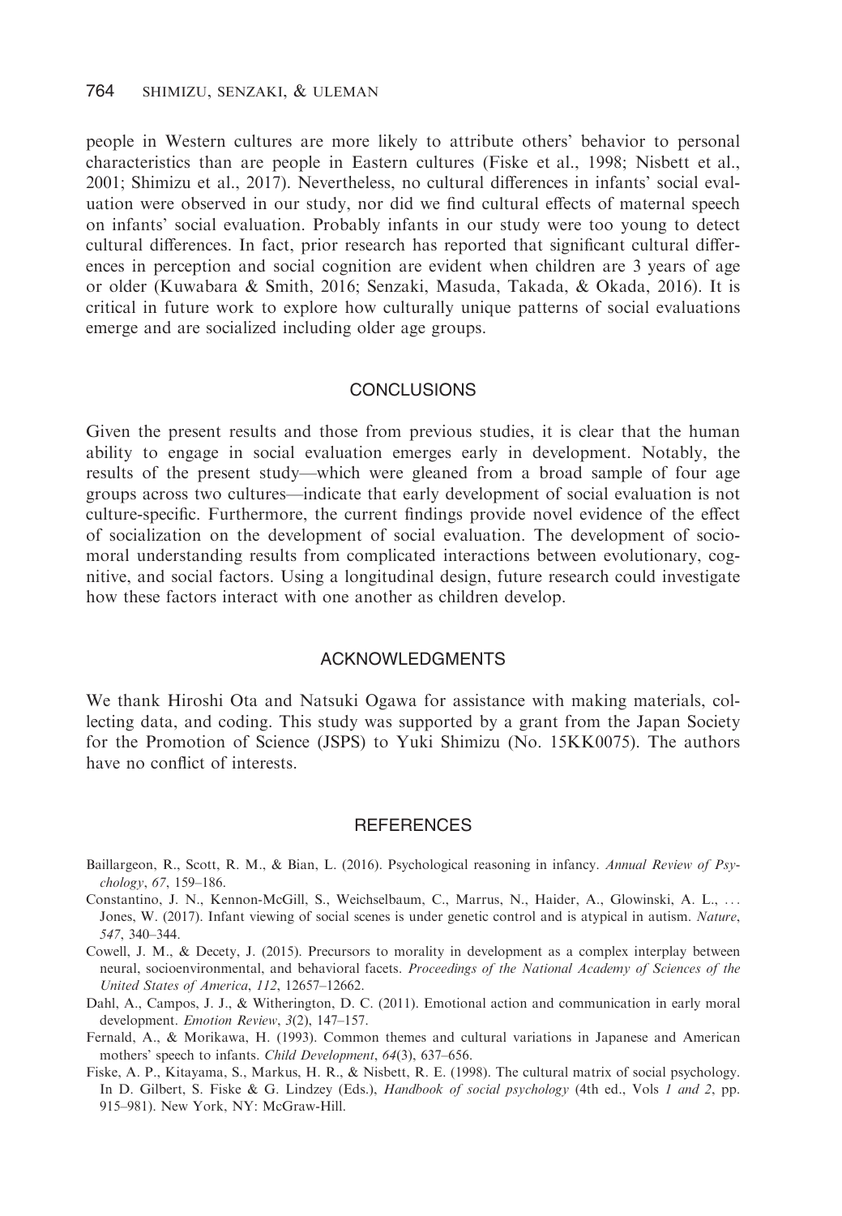people in Western cultures are more likely to attribute others' behavior to personal characteristics than are people in Eastern cultures (Fiske et al., 1998; Nisbett et al., 2001; Shimizu et al., 2017). Nevertheless, no cultural differences in infants' social evaluation were observed in our study, nor did we find cultural effects of maternal speech on infants' social evaluation. Probably infants in our study were too young to detect cultural differences. In fact, prior research has reported that significant cultural differences in perception and social cognition are evident when children are 3 years of age or older (Kuwabara & Smith, 2016; Senzaki, Masuda, Takada, & Okada, 2016). It is critical in future work to explore how culturally unique patterns of social evaluations emerge and are socialized including older age groups.

## CONCLUSIONS

Given the present results and those from previous studies, it is clear that the human ability to engage in social evaluation emerges early in development. Notably, the results of the present study—which were gleaned from a broad sample of four age groups across two cultures—indicate that early development of social evaluation is not culture-specific. Furthermore, the current findings provide novel evidence of the effect of socialization on the development of social evaluation. The development of socio-moral understanding results from complicated interactions between evolutionary, cognitive, and social factors. Using a longitudinal design, future research could investigate how these factors interact with one another as children develop.

## ACKNOWLEDGMENTS

We thank Hiroshi Ota and Natsuki Ogawa for assistance with making materials, collecting data, and coding. This study was supported by a grant from the Japan Society for the Promotion of Science (JSPS) to Yuki Shimizu (No. 15KK0075). The authors have no conflict of interests.

## REFERENCES

Baillargeon, R., Scott, R. M., & Bian, L. (2016). Psychological reasoning in infancy. *Annual Review of Psychology*, *67*, 159–186.

Constantino, J. N., Kennon-McGill, S., Weichselbaum, C., Marrus, N., Haider, A., Glowinski, A. L., … Jones, W. (2017). Infant viewing of social scenes is under genetic control and is atypical in autism. *Nature*, *547*, 340–344.

Cowell, J. M., & Decety, J. (2015). Precursors to morality in development as a complex interplay between neural, socioenvironmental, and behavioral facets. *Proceedings of the National Academy of Sciences of the United States of America*, *112*, 12657–12662.

Dahl, A., Campos, J. J., & Witherington, D. C. (2011). Emotional action and communication in early moral development. *Emotion Review*, *3*(2), 147–157.

Fernald, A., & Morikawa, H. (1993). Common themes and cultural variations in Japanese and American mothers' speech to infants. *Child Development*, *64*(3), 637–656.

Fiske, A. P., Kitayama, S., Markus, H. R., & Nisbett, R. E. (1998). The cultural matrix of social psychology. In D. Gilbert, S. Fiske & G. Lindzey (Eds.), *Handbook of social psychology* (4th ed., Vols *1 and 2*, pp. 915–981). New York, NY: McGraw-Hill.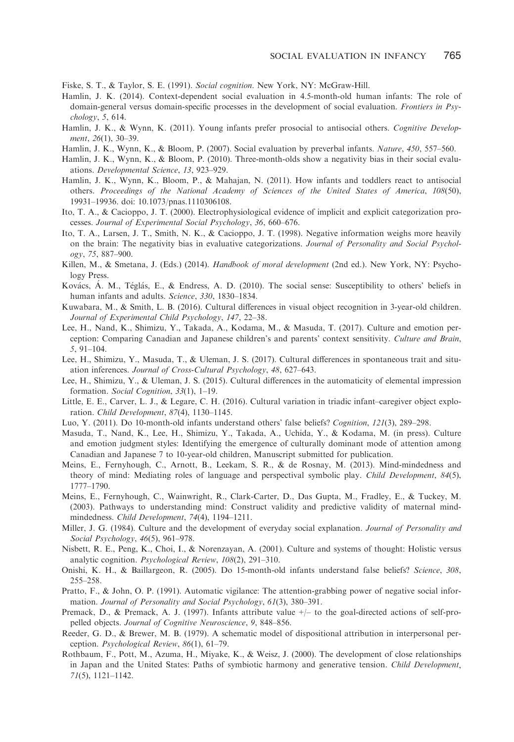Fiske, S. T., & Taylor, S. E. (1991). *Social cognition*. New York, NY: McGraw-Hill.

Hamlin, J. K. (2014). Context-dependent social evaluation in 4.5-month-old human infants: The role of domain-general versus domain-specific processes in the development of social evaluation. *Frontiers in Psychology*, *5*, 614.

Hamlin, J. K., & Wynn, K. (2011). Young infants prefer prosocial to antisocial others. *Cognitive Development*, *26*(1), 30–39.

Hamlin, J. K., Wynn, K., & Bloom, P. (2007). Social evaluation by preverbal infants. *Nature*, *450*, 557–560.

Hamlin, J. K., Wynn, K., & Bloom, P. (2010). Three-month-olds show a negativity bias in their social evaluations. *Developmental Science*, *13*, 923–929.

Hamlin, J. K., Wynn, K., Bloom, P., & Mahajan, N. (2011). How infants and toddlers react to antisocial others. *Proceedings of the National Academy of Sciences of the United States of America*, *108*(50), 19931–19936. doi: 10.1073/pnas.1110306108.

Ito, T. A., & Cacioppo, J. T. (2000). Electrophysiological evidence of implicit and explicit categorization processes. *Journal of Experimental Social Psychology*, *36*, 660–676.

Ito, T. A., Larsen, J. T., Smith, N. K., & Cacioppo, J. T. (1998). Negative information weighs more heavily on the brain: The negativity bias in evaluative categorizations. *Journal of Personality and Social Psychology*, *75*, 887–900.

Killen, M., & Smetana, J. (Eds.) (2014). *Handbook of moral development* (2nd ed.). New York, NY: Psychology Press.

Kovács, Á. M., Téglás, E., & Endress, A. D. (2010). The social sense: Susceptibility to others' beliefs in human infants and adults. *Science*, *330*, 1830–1834.

Kuwabara, M., & Smith, L. B. (2016). Cultural differences in visual object recognition in 3-year-old children. *Journal of Experimental Child Psychology*, *147*, 22–38.

Lee, H., Nand, K., Shimizu, Y., Takada, A., Kodama, M., & Masuda, T. (2017). Culture and emotion perception: Comparing Canadian and Japanese children's and parents' context sensitivity. *Culture and Brain*, *5*, 91–104.

Lee, H., Shimizu, Y., Masuda, T., & Uleman, J. S. (2017). Cultural differences in spontaneous trait and situation inferences. *Journal of Cross-Cultural Psychology*, *48*, 627–643.

Lee, H., Shimizu, Y., & Uleman, J. S. (2015). Cultural differences in the automaticity of elemental impression formation. *Social Cognition*, *33*(1), 1–19.

Little, E. E., Carver, L. J., & Legare, C. H. (2016). Cultural variation in triadic infant–caregiver object exploration. *Child Development*, *87*(4), 1130–1145.

Luo, Y. (2011). Do 10-month-old infants understand others' false beliefs? *Cognition*, *121*(3), 289–298.

Masuda, T., Nand, K., Lee, H., Shimizu, Y., Takada, A., Uchida, Y., & Kodama, M. (in press). Culture and emotion judgment styles: Identifying the emergence of culturally dominant mode of attention among Canadian and Japanese 7 to 10-year-old children, Manuscript submitted for publication.

Meins, E., Fernyhough, C., Arnott, B., Leekam, S. R., & de Rosnay, M. (2013). Mind-mindedness and theory of mind: Mediating roles of language and perspectival symbolic play. *Child Development*, *84*(5), 1777–1790.

Meins, E., Fernyhough, C., Wainwright, R., Clark-Carter, D., Das Gupta, M., Fradley, E., & Tuckey, M. (2003). Pathways to understanding mind: Construct validity and predictive validity of maternal mind-mindedness. *Child Development*, *74*(4), 1194–1211.

Miller, J. G. (1984). Culture and the development of everyday social explanation. *Journal of Personality and Social Psychology*, *46*(5), 961–978.

Nisbett, R. E., Peng, K., Choi, I., & Norenzayan, A. (2001). Culture and systems of thought: Holistic versus analytic cognition. *Psychological Review*, *108*(2), 291–310.

Onishi, K. H., & Baillargeon, R. (2005). Do 15-month-old infants understand false beliefs? *Science*, *308*, 255–258.

Pratto, F., & John, O. P. (1991). Automatic vigilance: The attention-grabbing power of negative social information. *Journal of Personality and Social Psychology*, *61*(3), 380–391.

Premack, D., & Premack, A. J. (1997). Infants attribute value +/– to the goal-directed actions of self-propelled objects. *Journal of Cognitive Neuroscience*, *9*, 848–856.

Reeder, G. D., & Brewer, M. B. (1979). A schematic model of dispositional attribution in interpersonal perception. *Psychological Review*, *86*(1), 61–79.

Rothbaum, F., Pott, M., Azuma, H., Miyake, K., & Weisz, J. (2000). The development of close relationships in Japan and the United States: Paths of symbiotic harmony and generative tension. *Child Development*, *71*(5), 1121–1142.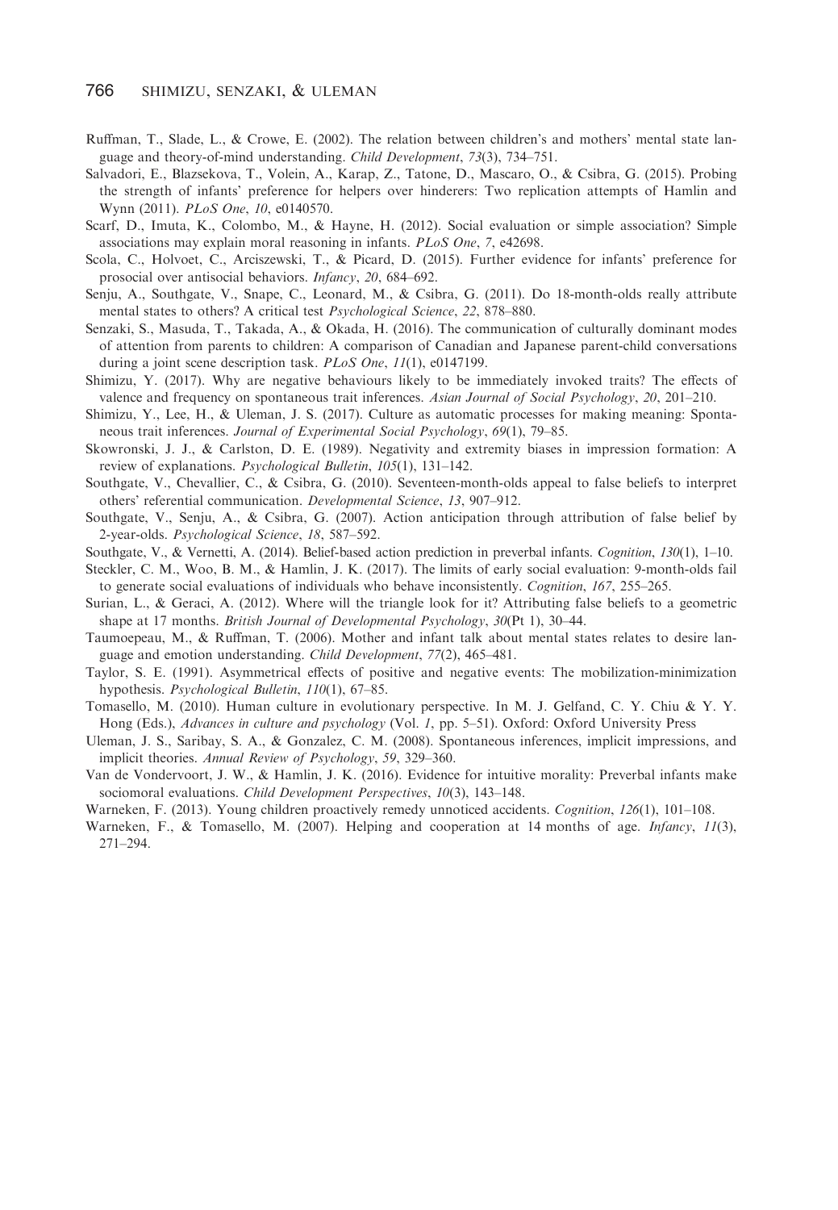Ruffman, T., Slade, L., & Crowe, E. (2002). The relation between children's and mothers' mental state language and theory-of-mind understanding. *Child Development*, *73*(3), 734–751.

Salvadori, E., Blazsekova, T., Volein, A., Karap, Z., Tatone, D., Mascaro, O., & Csibra, G. (2015). Probing the strength of infants' preference for helpers over hinderers: Two replication attempts of Hamlin and Wynn (2011). *PLoS One*, *10*, e0140570.

Scarf, D., Imuta, K., Colombo, M., & Hayne, H. (2012). Social evaluation or simple association? Simple associations may explain moral reasoning in infants. *PLoS One*, *7*, e42698.

Scola, C., Holvoet, C., Arciszewski, T., & Picard, D. (2015). Further evidence for infants' preference for prosocial over antisocial behaviors. *Infancy*, *20*, 684–692.

Senju, A., Southgate, V., Snape, C., Leonard, M., & Csibra, G. (2011). Do 18-month-olds really attribute mental states to others? A critical test *Psychological Science*, *22*, 878–880.

Senzaki, S., Masuda, T., Takada, A., & Okada, H. (2016). The communication of culturally dominant modes of attention from parents to children: A comparison of Canadian and Japanese parent-child conversations during a joint scene description task. *PLoS One*, *11*(1), e0147199.

Shimizu, Y. (2017). Why are negative behaviours likely to be immediately invoked traits? The effects of valence and frequency on spontaneous trait inferences. *Asian Journal of Social Psychology*, *20*, 201–210.

Shimizu, Y., Lee, H., & Uleman, J. S. (2017). Culture as automatic processes for making meaning: Spontaneous trait inferences. *Journal of Experimental Social Psychology*, *69*(1), 79–85.

Skowronski, J. J., & Carlston, D. E. (1989). Negativity and extremity biases in impression formation: A review of explanations. *Psychological Bulletin*, *105*(1), 131–142.

Southgate, V., Chevallier, C., & Csibra, G. (2010). Seventeen-month-olds appeal to false beliefs to interpret others' referential communication. *Developmental Science*, *13*, 907–912.

Southgate, V., Senju, A., & Csibra, G. (2007). Action anticipation through attribution of false belief by 2-year-olds. *Psychological Science*, *18*, 587–592.

Southgate, V., & Vernetti, A. (2014). Belief-based action prediction in preverbal infants. *Cognition*, *130*(1), 1–10.

Steckler, C. M., Woo, B. M., & Hamlin, J. K. (2017). The limits of early social evaluation: 9-month-olds fail to generate social evaluations of individuals who behave inconsistently. *Cognition*, *167*, 255–265.

Surian, L., & Geraci, A. (2012). Where will the triangle look for it? Attributing false beliefs to a geometric shape at 17 months. *British Journal of Developmental Psychology*, *30*(Pt 1), 30–44.

Taumoepeau, M., & Ruffman, T. (2006). Mother and infant talk about mental states relates to desire language and emotion understanding. *Child Development*, *77*(2), 465–481.

Taylor, S. E. (1991). Asymmetrical effects of positive and negative events: The mobilization-minimization hypothesis. *Psychological Bulletin*, *110*(1), 67–85.

Tomasello, M. (2010). Human culture in evolutionary perspective. In M. J. Gelfand, C. Y. Chiu & Y. Y. Hong (Eds.), *Advances in culture and psychology* (Vol. *1*, pp. 5–51). Oxford: Oxford University Press

Uleman, J. S., Saribay, S. A., & Gonzalez, C. M. (2008). Spontaneous inferences, implicit impressions, and implicit theories. *Annual Review of Psychology*, *59*, 329–360.

Van de Vondervoort, J. W., & Hamlin, J. K. (2016). Evidence for intuitive morality: Preverbal infants make sociomoral evaluations. *Child Development Perspectives*, *10*(3), 143–148.

Warneken, F. (2013). Young children proactively remedy unnoticed accidents. *Cognition*, *126*(1), 101–108.

Warneken, F., & Tomasello, M. (2007). Helping and cooperation at 14 months of age. *Infancy*, *11*(3), 271–294.